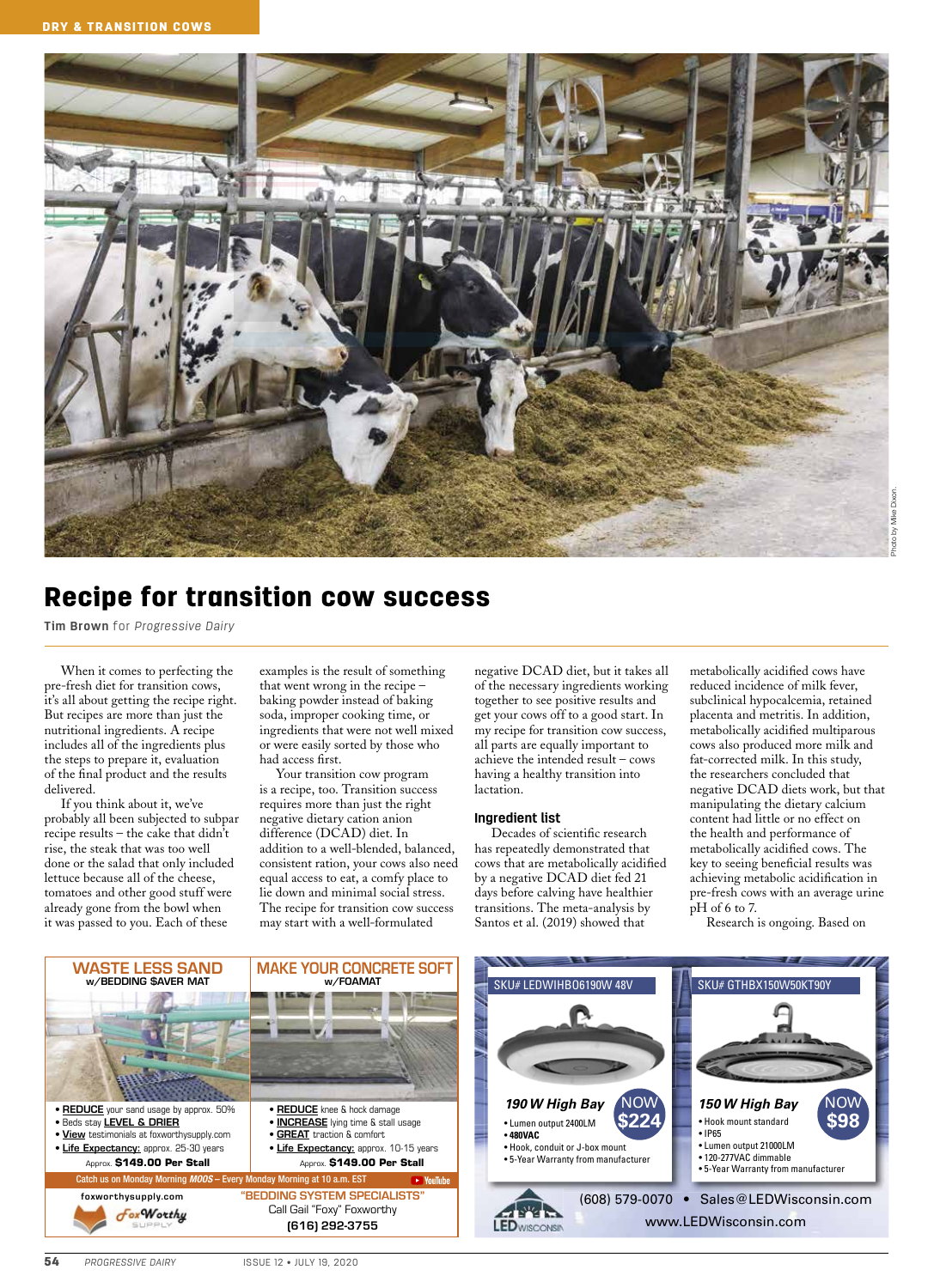# Recipe for transition cow success

**Tim Brown** for *Progressive Dairy*

When it comes to perfecting the pre-fresh diet for transition cows, it's all about getting the recipe right. But recipes are more than just the nutritional ingredients. A recipe includes all of the ingredients plus the steps to prepare it, evaluation of the final product and the results delivered.

If you think about it, we've probably all been subjected to subpar recipe results – the cake that didn't rise, the steak that was too well done or the salad that only included lettuce because all of the cheese, tomatoes and other good stuff were already gone from the bowl when it was passed to you. Each of these examples is the result of something that went wrong in the recipe – baking powder instead of baking soda, improper cooking time, or ingredients that were not well mixed or were easily sorted by those who had access first.

Your transition cow program is a recipe, too. Transition success requires more than just the right negative dietary cation anion difference (DCAD) diet. In addition to a well-blended, balanced, consistent ration, your cows also need equal access to eat, a comfy place to lie down and minimal social stress. The recipe for transition cow success may start with a well-formulated negative DCAD diet, but it takes all of the necessary ingredients working together to see positive results and get your cows off to a good start. In my recipe for transition cow success, all parts are equally important to achieve the intended result – cows having a healthy transition into lactation.

## Ingredient list

Decades of scientific research has repeatedly demonstrated that cows that are metabolically acidified by a negative DCAD diet fed 21 days before calving have healthier transitions. The meta-analysis by Santos et al. (2019) showed that metabolically acidified cows have reduced incidence of milk fever, subclinical hypocalcemia, retained placenta and metritis. In addition, metabolically acidified multiparous cows also produced more milk and fat-corrected milk. In this study, the researchers concluded that negative DCAD diets work, but that manipulating the dietary calcium content had little or no effect on the health and performance of metabolically acidified cows. The key to seeing beneficial results was achieving metabolic acidification in pre-fresh cows with an average urine pH of 6 to 7.

Research is ongoing. Based on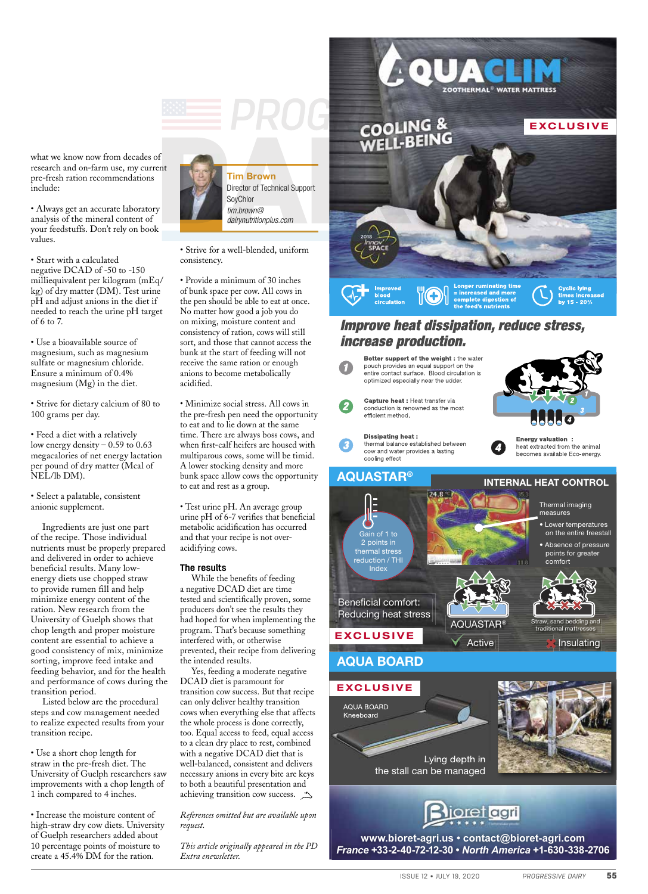what we know now from decades of research and on-farm use, my current pre-fresh ration recommendations include:

- Always get an accurate laboratory analysis of the mineral content of your feedstuffs. Don't rely on book values.

- Start with a calculated negative DCAD of -50 to -150 milliequivalent per kilogram (mEq/kg) of dry matter (DM). Test urine pH and adjust anions in the diet if needed to reach the urine pH target of 6 to 7.

- Use a bioavailable source of magnesium, such as magnesium sulfate or magnesium chloride. Ensure a minimum of 0.4% magnesium (Mg) in the diet.

- Strive for dietary calcium of 80 to 100 grams per day.

- Feed a diet with a relatively low energy density – 0.59 to 0.63 megacalories of net energy lactation per pound of dry matter (Mcal of NEL/lb DM).

- Select a palatable, consistent anionic supplement.

Ingredients are just one part of the recipe. Those individual nutrients must be properly prepared and delivered in order to achieve beneficial results. Many low-energy diets use chopped straw to provide rumen fill and help minimize energy content of the ration. New research from the University of Guelph shows that chop length and proper moisture content are essential to achieve a good consistency of mix, minimize sorting, improve feed intake and feeding behavior, and for the health and performance of cows during the transition period.

Listed below are the procedural steps and cow management needed to realize expected results from your transition recipe.

- Use a short chop length for straw in the pre-fresh diet. The University of Guelph researchers saw improvements with a chop length of 1 inch compared to 4 inches.

- Increase the moisture content of high-straw dry cow diets. University of Guelph researchers added about 10 percentage points of moisture to create a 45.4% DM for the ration.

**Tim Brown**
Director of Technical Support
SoyChlor
*tim.brown@dairynutritionplus.com*

- Strive for a well-blended, uniform consistency.

- Provide a minimum of 30 inches of bunk space per cow. All cows in the pen should be able to eat at once. No matter how good a job you do on mixing, moisture content and consistency of ration, cows will still sort, and those that cannot access the bunk at the start of feeding will not receive the same ration or enough anions to become metabolically acidified.

- Minimize social stress. All cows in the pre-fresh pen need the opportunity to eat and to lie down at the same time. There are always boss cows, and when first-calf heifers are housed with multiparous cows, some will be timid. A lower stocking density and more bunk space allow cows the opportunity to eat and rest as a group.

- Test urine pH. An average group urine pH of 6-7 verifies that beneficial metabolic acidification has occurred and that your recipe is not over-acidifying cows.

### The results

While the benefits of feeding a negative DCAD diet are time tested and scientifically proven, some producers don't see the results they had hoped for when implementing the program. That's because something interfered with, or otherwise prevented, their recipe from delivering the intended results.

Yes, feeding a moderate negative DCAD diet is paramount for transition cow success. But that recipe can only deliver healthy transition cows when everything else that affects the whole process is done correctly, too. Equal access to feed, equal access to a clean dry place to rest, combined with a negative DCAD diet that is well-balanced, consistent and delivers necessary anions in every bite are keys to both a beautiful presentation and achieving transition cow success.

*References omitted but are available upon request.*

*This article originally appeared in the PD Extra enewsletter.*

---

**AQUACLIM**
ZOOTHERMAL® WATER MATTRESS

COOLING & WELL-BEING

EXCLUSIVE

2018 Innov Space

Improved blood circulation
Longer ruminating time = increased and more complete digestion of the feed's nutrients
Cyclic lying times increased by 15 - 20%

***Improve heat dissipation, reduce stress, increase production.***

1. **Better support of the weight :** the water pouch provides an equal support on the entire contact surface. Blood circulation is optimized especially near the udder.
2. **Capture heat :** Heat transfer via conduction is renowned as the most efficient method.
3. **Dissipating heat :** thermal balance established between cow and water provides a lasting cooling effect
4. **Energy valuation :** heat extracted from the animal becomes available Eco-energy.

**AQUASTAR®** — **INTERNAL HEAT CONTROL**

Gain of 1 to 2 points in thermal stress reduction / THI Index

Thermal imaging measures
- Lower temperatures on the entire freestall
- Absence of pressure points for greater comfort

Beneficial comfort: Reducing heat stress

EXCLUSIVE

AQUASTAR® — Active
Straw, sand bedding and traditional mattresses — Insulating

**AQUA BOARD**

EXCLUSIVE

AQUA BOARD
Kneeboard

Lying depth in the stall can be managed

Bioret agri

www.bioret-agri.us • contact@bioret-agri.com
*France* +33-2-40-72-12-30 • *North America* +1-630-338-2706